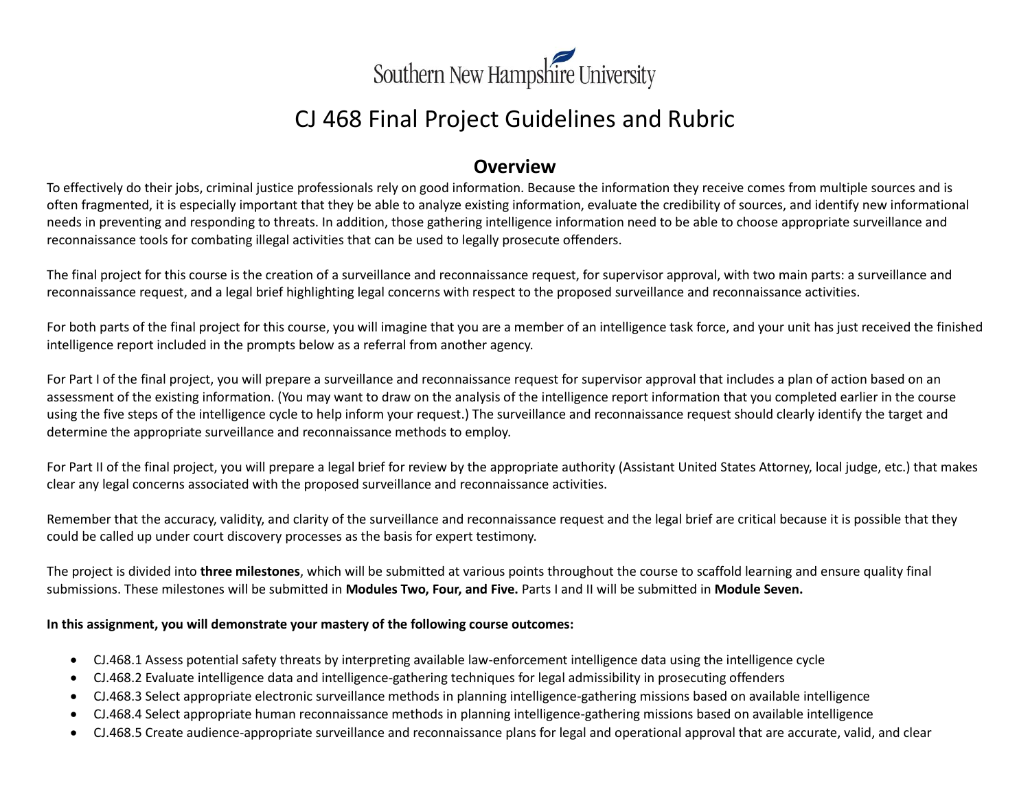Southern New Hampshire University

# CJ 468 Final Project Guidelines and Rubric

## Overview

To effectively do their jobs, criminal justice professionals rely on good information. Because the information they receive comes from multiple sources and is often fragmented, it is especially important that they be able to analyze existing information, evaluate the credibility of sources, and identify new informational needs in preventing and responding to threats. In addition, those gathering intelligence information need to be able to choose appropriate surveillance and reconnaissance tools for combating illegal activities that can be used to legally prosecute offenders.

The final project for this course is the creation of a surveillance and reconnaissance request, for supervisor approval, with two main parts: a surveillance and reconnaissance request, and a legal brief highlighting legal concerns with respect to the proposed surveillance and reconnaissance activities.

For both parts of the final project for this course, you will imagine that you are a member of an intelligence task force, and your unit has just received the finished intelligence report included in the prompts below as a referral from another agency.

For Part I of the final project, you will prepare a surveillance and reconnaissance request for supervisor approval that includes a plan of action based on an assessment of the existing information. (You may want to draw on the analysis of the intelligence report information that you completed earlier in the course using the five steps of the intelligence cycle to help inform your request.) The surveillance and reconnaissance request should clearly identify the target and determine the appropriate surveillance and reconnaissance methods to employ.

For Part II of the final project, you will prepare a legal brief for review by the appropriate authority (Assistant United States Attorney, local judge, etc.) that makes clear any legal concerns associated with the proposed surveillance and reconnaissance activities.

Remember that the accuracy, validity, and clarity of the surveillance and reconnaissance request and the legal brief are critical because it is possible that they could be called up under court discovery processes as the basis for expert testimony.

The project is divided into **three milestones**, which will be submitted at various points throughout the course to scaffold learning and ensure quality final submissions. These milestones will be submitted in **Modules Two, Four, and Five.** Parts I and II will be submitted in **Module Seven.**

**In this assignment, you will demonstrate your mastery of the following course outcomes:**

- CJ.468.1 Assess potential safety threats by interpreting available law-enforcement intelligence data using the intelligence cycle
- CJ.468.2 Evaluate intelligence data and intelligence-gathering techniques for legal admissibility in prosecuting offenders
- CJ.468.3 Select appropriate electronic surveillance methods in planning intelligence-gathering missions based on available intelligence
- CJ.468.4 Select appropriate human reconnaissance methods in planning intelligence-gathering missions based on available intelligence
- CJ.468.5 Create audience-appropriate surveillance and reconnaissance plans for legal and operational approval that are accurate, valid, and clear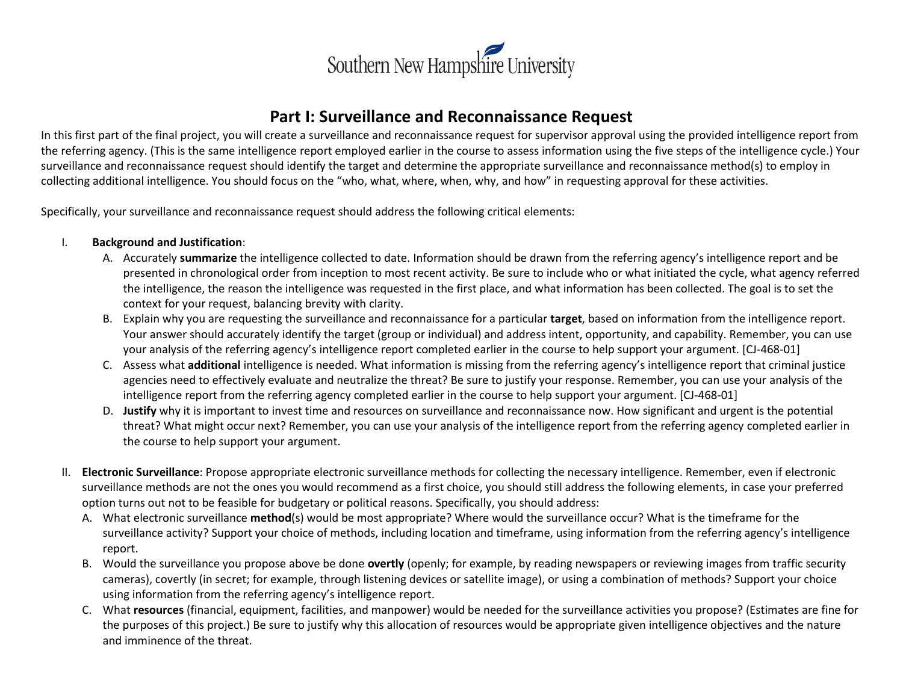# Part I: Surveillance and Reconnaissance Request

In this first part of the final project, you will create a surveillance and reconnaissance request for supervisor approval using the provided intelligence report from the referring agency. (This is the same intelligence report employed earlier in the course to assess information using the five steps of the intelligence cycle.) Your surveillance and reconnaissance request should identify the target and determine the appropriate surveillance and reconnaissance method(s) to employ in collecting additional intelligence. You should focus on the "who, what, where, when, why, and how" in requesting approval for these activities.

Specifically, your surveillance and reconnaissance request should address the following critical elements:

I. **Background and Justification**:
   A. Accurately **summarize** the intelligence collected to date. Information should be drawn from the referring agency's intelligence report and be presented in chronological order from inception to most recent activity. Be sure to include who or what initiated the cycle, what agency referred the intelligence, the reason the intelligence was requested in the first place, and what information has been collected. The goal is to set the context for your request, balancing brevity with clarity.
   B. Explain why you are requesting the surveillance and reconnaissance for a particular **target**, based on information from the intelligence report. Your answer should accurately identify the target (group or individual) and address intent, opportunity, and capability. Remember, you can use your analysis of the referring agency's intelligence report completed earlier in the course to help support your argument. [CJ-468-01]
   C. Assess what **additional** intelligence is needed. What information is missing from the referring agency's intelligence report that criminal justice agencies need to effectively evaluate and neutralize the threat? Be sure to justify your response. Remember, you can use your analysis of the intelligence report from the referring agency completed earlier in the course to help support your argument. [CJ-468-01]
   D. **Justify** why it is important to invest time and resources on surveillance and reconnaissance now. How significant and urgent is the potential threat? What might occur next? Remember, you can use your analysis of the intelligence report from the referring agency completed earlier in the course to help support your argument.

II. **Electronic Surveillance**: Propose appropriate electronic surveillance methods for collecting the necessary intelligence. Remember, even if electronic surveillance methods are not the ones you would recommend as a first choice, you should still address the following elements, in case your preferred option turns out not to be feasible for budgetary or political reasons. Specifically, you should address:
   A. What electronic surveillance **method**(s) would be most appropriate? Where would the surveillance occur? What is the timeframe for the surveillance activity? Support your choice of methods, including location and timeframe, using information from the referring agency's intelligence report.
   B. Would the surveillance you propose above be done **overtly** (openly; for example, by reading newspapers or reviewing images from traffic security cameras), covertly (in secret; for example, through listening devices or satellite image), or using a combination of methods? Support your choice using information from the referring agency's intelligence report.
   C. What **resources** (financial, equipment, facilities, and manpower) would be needed for the surveillance activities you propose? (Estimates are fine for the purposes of this project.) Be sure to justify why this allocation of resources would be appropriate given intelligence objectives and the nature and imminence of the threat.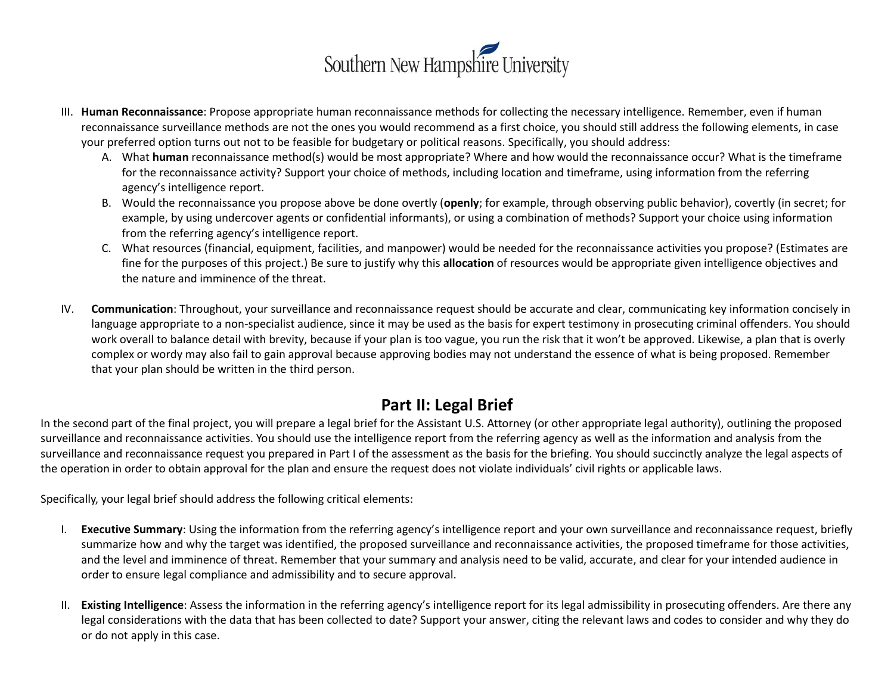III. **Human Reconnaissance**: Propose appropriate human reconnaissance methods for collecting the necessary intelligence. Remember, even if human reconnaissance surveillance methods are not the ones you would recommend as a first choice, you should still address the following elements, in case your preferred option turns out not to be feasible for budgetary or political reasons. Specifically, you should address:

   A. What **human** reconnaissance method(s) would be most appropriate? Where and how would the reconnaissance occur? What is the timeframe for the reconnaissance activity? Support your choice of methods, including location and timeframe, using information from the referring agency's intelligence report.
   B. Would the reconnaissance you propose above be done overtly (**openly**; for example, through observing public behavior), covertly (in secret; for example, by using undercover agents or confidential informants), or using a combination of methods? Support your choice using information from the referring agency's intelligence report.
   C. What resources (financial, equipment, facilities, and manpower) would be needed for the reconnaissance activities you propose? (Estimates are fine for the purposes of this project.) Be sure to justify why this **allocation** of resources would be appropriate given intelligence objectives and the nature and imminence of the threat.

IV. **Communication**: Throughout, your surveillance and reconnaissance request should be accurate and clear, communicating key information concisely in language appropriate to a non-specialist audience, since it may be used as the basis for expert testimony in prosecuting criminal offenders. You should work overall to balance detail with brevity, because if your plan is too vague, you run the risk that it won't be approved. Likewise, a plan that is overly complex or wordy may also fail to gain approval because approving bodies may not understand the essence of what is being proposed. Remember that your plan should be written in the third person.

## Part II: Legal Brief

In the second part of the final project, you will prepare a legal brief for the Assistant U.S. Attorney (or other appropriate legal authority), outlining the proposed surveillance and reconnaissance activities. You should use the intelligence report from the referring agency as well as the information and analysis from the surveillance and reconnaissance request you prepared in Part I of the assessment as the basis for the briefing. You should succinctly analyze the legal aspects of the operation in order to obtain approval for the plan and ensure the request does not violate individuals' civil rights or applicable laws.

Specifically, your legal brief should address the following critical elements:

I. **Executive Summary**: Using the information from the referring agency's intelligence report and your own surveillance and reconnaissance request, briefly summarize how and why the target was identified, the proposed surveillance and reconnaissance activities, the proposed timeframe for those activities, and the level and imminence of threat. Remember that your summary and analysis need to be valid, accurate, and clear for your intended audience in order to ensure legal compliance and admissibility and to secure approval.

II. **Existing Intelligence**: Assess the information in the referring agency's intelligence report for its legal admissibility in prosecuting offenders. Are there any legal considerations with the data that has been collected to date? Support your answer, citing the relevant laws and codes to consider and why they do or do not apply in this case.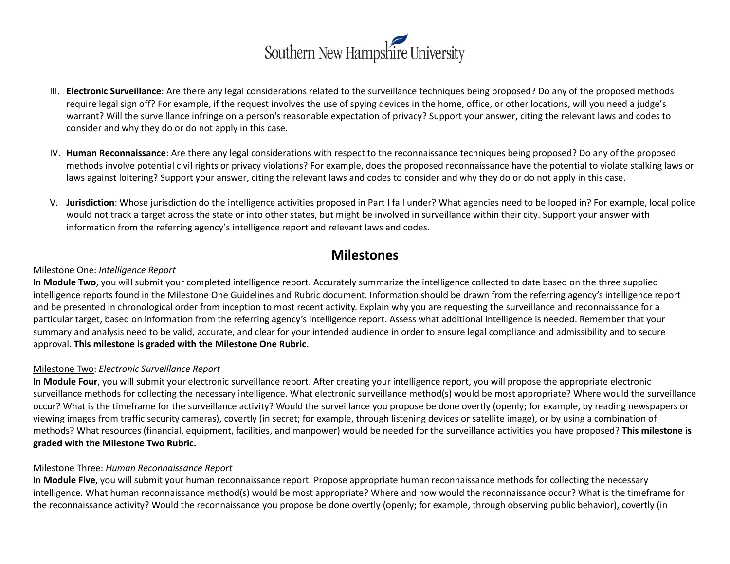III. **Electronic Surveillance**: Are there any legal considerations related to the surveillance techniques being proposed? Do any of the proposed methods require legal sign off? For example, if the request involves the use of spying devices in the home, office, or other locations, will you need a judge's warrant? Will the surveillance infringe on a person's reasonable expectation of privacy? Support your answer, citing the relevant laws and codes to consider and why they do or do not apply in this case.

IV. **Human Reconnaissance**: Are there any legal considerations with respect to the reconnaissance techniques being proposed? Do any of the proposed methods involve potential civil rights or privacy violations? For example, does the proposed reconnaissance have the potential to violate stalking laws or laws against loitering? Support your answer, citing the relevant laws and codes to consider and why they do or do not apply in this case.

V. **Jurisdiction**: Whose jurisdiction do the intelligence activities proposed in Part I fall under? What agencies need to be looped in? For example, local police would not track a target across the state or into other states, but might be involved in surveillance within their city. Support your answer with information from the referring agency's intelligence report and relevant laws and codes.

## Milestones

<u>Milestone One</u>: *Intelligence Report*
In **Module Two**, you will submit your completed intelligence report. Accurately summarize the intelligence collected to date based on the three supplied intelligence reports found in the Milestone One Guidelines and Rubric document. Information should be drawn from the referring agency's intelligence report and be presented in chronological order from inception to most recent activity. Explain why you are requesting the surveillance and reconnaissance for a particular target, based on information from the referring agency's intelligence report. Assess what additional intelligence is needed. Remember that your summary and analysis need to be valid, accurate, and clear for your intended audience in order to ensure legal compliance and admissibility and to secure approval. **This milestone is graded with the Milestone One Rubric.**

<u>Milestone Two</u>: *Electronic Surveillance Report*
In **Module Four**, you will submit your electronic surveillance report. After creating your intelligence report, you will propose the appropriate electronic surveillance methods for collecting the necessary intelligence. What electronic surveillance method(s) would be most appropriate? Where would the surveillance occur? What is the timeframe for the surveillance activity? Would the surveillance you propose be done overtly (openly; for example, by reading newspapers or viewing images from traffic security cameras), covertly (in secret; for example, through listening devices or satellite image), or by using a combination of methods? What resources (financial, equipment, facilities, and manpower) would be needed for the surveillance activities you have proposed? **This milestone is graded with the Milestone Two Rubric.**

<u>Milestone Three</u>: *Human Reconnaissance Report*
In **Module Five**, you will submit your human reconnaissance report. Propose appropriate human reconnaissance methods for collecting the necessary intelligence. What human reconnaissance method(s) would be most appropriate? Where and how would the reconnaissance occur? What is the timeframe for the reconnaissance activity? Would the reconnaissance you propose be done overtly (openly; for example, through observing public behavior), covertly (in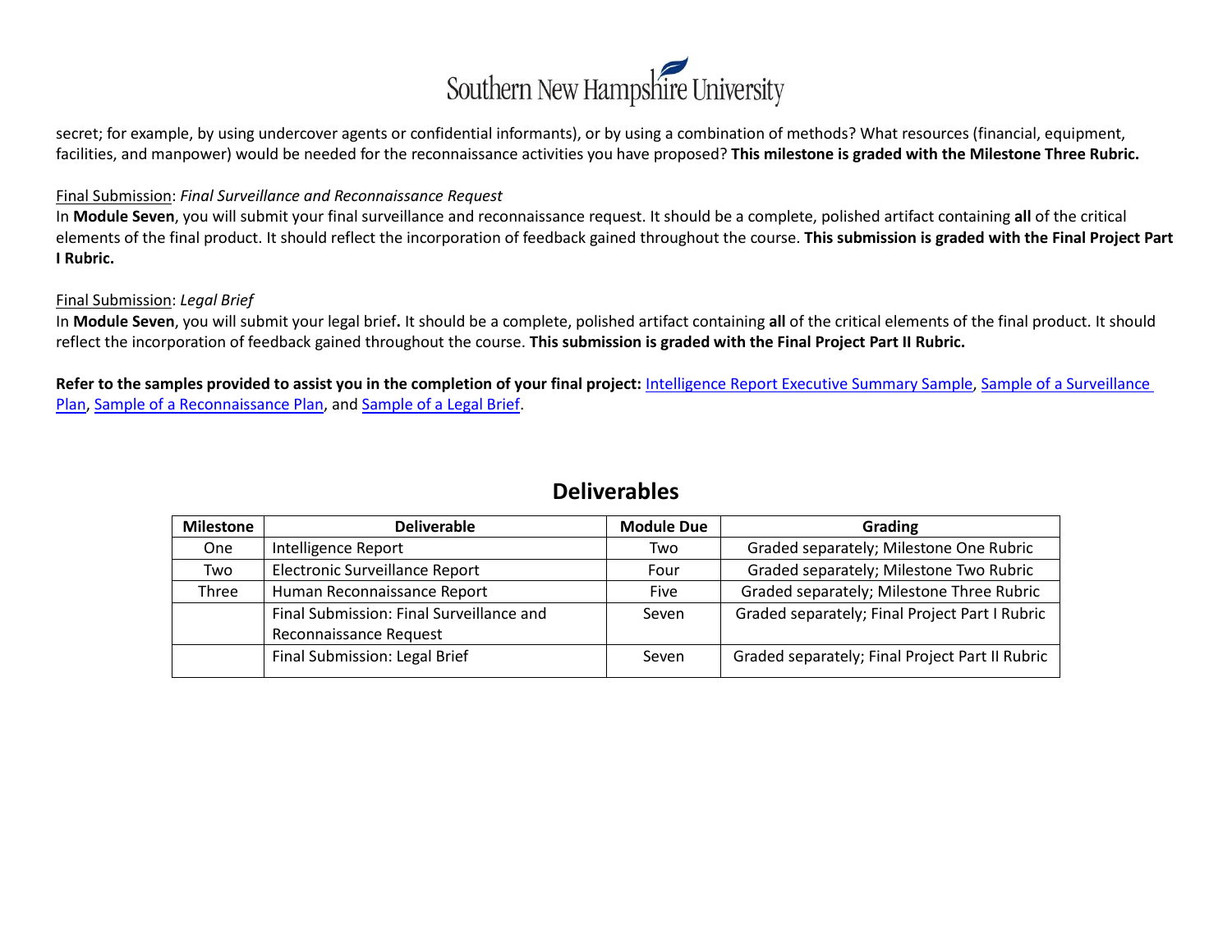secret; for example, by using undercover agents or confidential informants), or by using a combination of methods? What resources (financial, equipment, facilities, and manpower) would be needed for the reconnaissance activities you have proposed? **This milestone is graded with the Milestone Three Rubric.**

Final Submission: *Final Surveillance and Reconnaissance Request*
In **Module Seven**, you will submit your final surveillance and reconnaissance request. It should be a complete, polished artifact containing **all** of the critical elements of the final product. It should reflect the incorporation of feedback gained throughout the course. **This submission is graded with the Final Project Part I Rubric.**

Final Submission: *Legal Brief*
In **Module Seven**, you will submit your legal brief**.** It should be a complete, polished artifact containing **all** of the critical elements of the final product. It should reflect the incorporation of feedback gained throughout the course. **This submission is graded with the Final Project Part II Rubric.**

**Refer to the samples provided to assist you in the completion of your final project:** Intelligence Report Executive Summary Sample, Sample of a Surveillance Plan, Sample of a Reconnaissance Plan, and Sample of a Legal Brief.

## Deliverables

| Milestone | Deliverable | Module Due | Grading |
|---|---|---|---|
| One | Intelligence Report | Two | Graded separately; Milestone One Rubric |
| Two | Electronic Surveillance Report | Four | Graded separately; Milestone Two Rubric |
| Three | Human Reconnaissance Report | Five | Graded separately; Milestone Three Rubric |
| | Final Submission: Final Surveillance and Reconnaissance Request | Seven | Graded separately; Final Project Part I Rubric |
| | Final Submission: Legal Brief | Seven | Graded separately; Final Project Part II Rubric |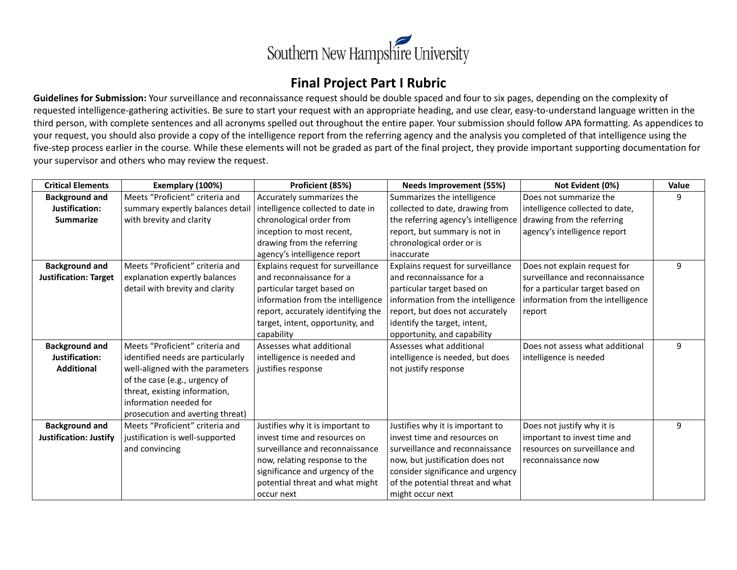Southern New Hampshire University

# Final Project Part I Rubric

**Guidelines for Submission:** Your surveillance and reconnaissance request should be double spaced and four to six pages, depending on the complexity of requested intelligence-gathering activities. Be sure to start your request with an appropriate heading, and use clear, easy-to-understand language written in the third person, with complete sentences and all acronyms spelled out throughout the entire paper. Your submission should follow APA formatting. As appendices to your request, you should also provide a copy of the intelligence report from the referring agency and the analysis you completed of that intelligence using the five-step process earlier in the course. While these elements will not be graded as part of the final project, they provide important supporting documentation for your supervisor and others who may review the request.

| Critical Elements | Exemplary (100%) | Proficient (85%) | Needs Improvement (55%) | Not Evident (0%) | Value |
|---|---|---|---|---|---|
| **Background and Justification: Summarize** | Meets "Proficient" criteria and summary expertly balances detail with brevity and clarity | Accurately summarizes the intelligence collected to date in chronological order from inception to most recent, drawing from the referring agency's intelligence report | Summarizes the intelligence collected to date, drawing from the referring agency's intelligence report, but summary is not in chronological order or is inaccurate | Does not summarize the intelligence collected to date, drawing from the referring agency's intelligence report | 9 |
| **Background and Justification: Target** | Meets "Proficient" criteria and explanation expertly balances detail with brevity and clarity | Explains request for surveillance and reconnaissance for a particular target based on information from the intelligence report, accurately identifying the target, intent, opportunity, and capability | Explains request for surveillance and reconnaissance for a particular target based on information from the intelligence report, but does not accurately identify the target, intent, opportunity, and capability | Does not explain request for surveillance and reconnaissance for a particular target based on information from the intelligence report | 9 |
| **Background and Justification: Additional** | Meets "Proficient" criteria and identified needs are particularly well-aligned with the parameters of the case (e.g., urgency of threat, existing information, information needed for prosecution and averting threat) | Assesses what additional intelligence is needed and justifies response | Assesses what additional intelligence is needed, but does not justify response | Does not assess what additional intelligence is needed | 9 |
| **Background and Justification: Justify** | Meets "Proficient" criteria and justification is well-supported and convincing | Justifies why it is important to invest time and resources on surveillance and reconnaissance now, relating response to the significance and urgency of the potential threat and what might occur next | Justifies why it is important to invest time and resources on surveillance and reconnaissance now, but justification does not consider significance and urgency of the potential threat and what might occur next | Does not justify why it is important to invest time and resources on surveillance and reconnaissance now | 9 |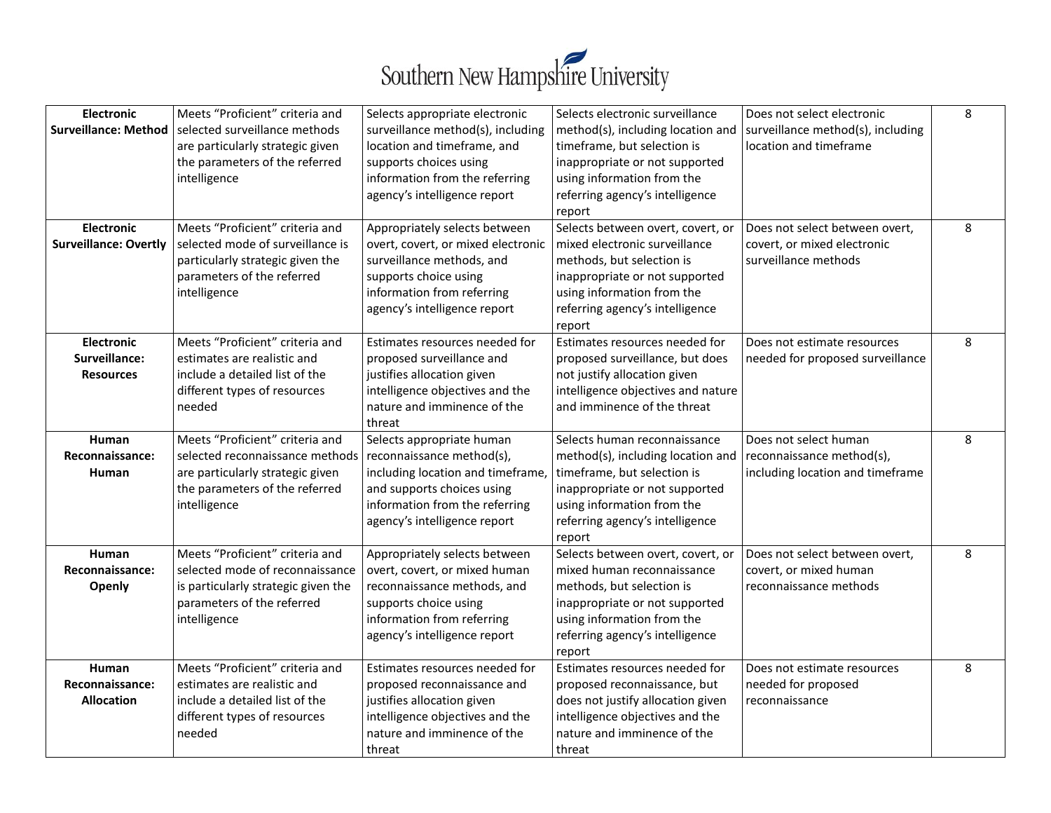| | | | | | |
|---|---|---|---|---|---|
| **Electronic Surveillance: Method** | Meets "Proficient" criteria and selected surveillance methods are particularly strategic given the parameters of the referred intelligence | Selects appropriate electronic surveillance method(s), including location and timeframe, and supports choices using information from the referring agency's intelligence report | Selects electronic surveillance method(s), including location and timeframe, but selection is inappropriate or not supported using information from the referring agency's intelligence report | Does not select electronic surveillance method(s), including location and timeframe | 8 |
| **Electronic Surveillance: Overtly** | Meets "Proficient" criteria and selected mode of surveillance is particularly strategic given the parameters of the referred intelligence | Appropriately selects between overt, covert, or mixed electronic surveillance methods, and supports choice using information from referring agency's intelligence report | Selects between overt, covert, or mixed electronic surveillance methods, but selection is inappropriate or not supported using information from the referring agency's intelligence report | Does not select between overt, covert, or mixed electronic surveillance methods | 8 |
| **Electronic Surveillance: Resources** | Meets "Proficient" criteria and estimates are realistic and include a detailed list of the different types of resources needed | Estimates resources needed for proposed surveillance and justifies allocation given intelligence objectives and the nature and imminence of the threat | Estimates resources needed for proposed surveillance, but does not justify allocation given intelligence objectives and nature and imminence of the threat | Does not estimate resources needed for proposed surveillance | 8 |
| **Human Reconnaissance: Human** | Meets "Proficient" criteria and selected reconnaissance methods are particularly strategic given the parameters of the referred intelligence | Selects appropriate human reconnaissance method(s), including location and timeframe, and supports choices using information from the referring agency's intelligence report | Selects human reconnaissance method(s), including location and timeframe, but selection is inappropriate or not supported using information from the referring agency's intelligence report | Does not select human reconnaissance method(s), including location and timeframe | 8 |
| **Human Reconnaissance: Openly** | Meets "Proficient" criteria and selected mode of reconnaissance is particularly strategic given the parameters of the referred intelligence | Appropriately selects between overt, covert, or mixed human reconnaissance methods, and supports choice using information from referring agency's intelligence report | Selects between overt, covert, or mixed human reconnaissance methods, but selection is inappropriate or not supported using information from the referring agency's intelligence report | Does not select between overt, covert, or mixed human reconnaissance methods | 8 |
| **Human Reconnaissance: Allocation** | Meets "Proficient" criteria and estimates are realistic and include a detailed list of the different types of resources needed | Estimates resources needed for proposed reconnaissance and justifies allocation given intelligence objectives and the nature and imminence of the threat | Estimates resources needed for proposed reconnaissance, but does not justify allocation given intelligence objectives and the nature and imminence of the threat | Does not estimate resources needed for proposed reconnaissance | 8 |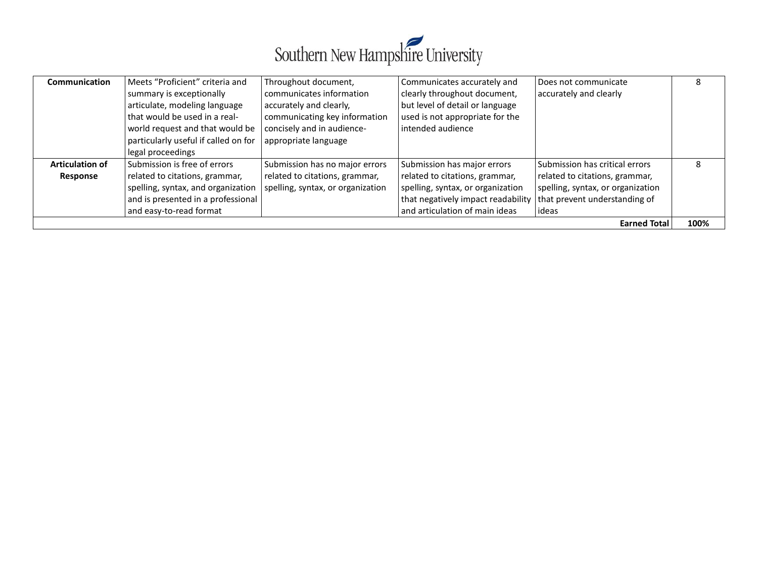| Communication | Meets "Proficient" criteria and summary is exceptionally articulate, modeling language that would be used in a real-world request and that would be particularly useful if called on for legal proceedings | Throughout document, communicates information accurately and clearly, communicating key information concisely and in audience-appropriate language | Communicates accurately and clearly throughout document, but level of detail or language used is not appropriate for the intended audience | Does not communicate accurately and clearly | 8 |
|---|---|---|---|---|---|
| **Articulation of Response** | Submission is free of errors related to citations, grammar, spelling, syntax, and organization and is presented in a professional and easy-to-read format | Submission has no major errors related to citations, grammar, spelling, syntax, or organization | Submission has major errors related to citations, grammar, spelling, syntax, or organization that negatively impact readability and articulation of main ideas | Submission has critical errors related to citations, grammar, spelling, syntax, or organization that prevent understanding of ideas | 8 |
| | | | | **Earned Total** | **100%** |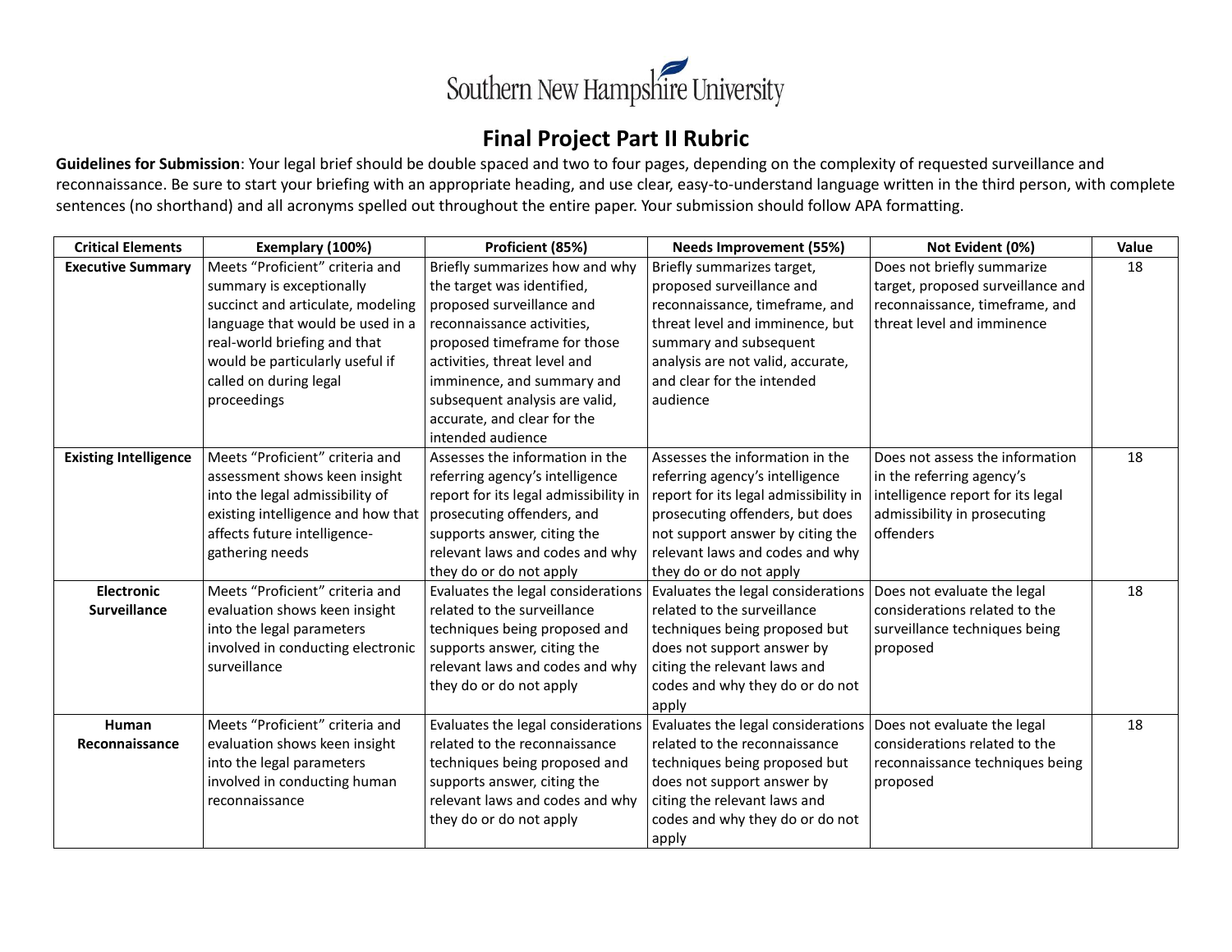Southern New Hampshire University

# Final Project Part II Rubric

**Guidelines for Submission**: Your legal brief should be double spaced and two to four pages, depending on the complexity of requested surveillance and reconnaissance. Be sure to start your briefing with an appropriate heading, and use clear, easy-to-understand language written in the third person, with complete sentences (no shorthand) and all acronyms spelled out throughout the entire paper. Your submission should follow APA formatting.

| Critical Elements | Exemplary (100%) | Proficient (85%) | Needs Improvement (55%) | Not Evident (0%) | Value |
|---|---|---|---|---|---|
| **Executive Summary** | Meets "Proficient" criteria and summary is exceptionally succinct and articulate, modeling language that would be used in a real-world briefing and that would be particularly useful if called on during legal proceedings | Briefly summarizes how and why the target was identified, proposed surveillance and reconnaissance activities, proposed timeframe for those activities, threat level and imminence, and summary and subsequent analysis are valid, accurate, and clear for the intended audience | Briefly summarizes target, proposed surveillance and reconnaissance, timeframe, and threat level and imminence, but summary and subsequent analysis are not valid, accurate, and clear for the intended audience | Does not briefly summarize target, proposed surveillance and reconnaissance, timeframe, and threat level and imminence | 18 |
| **Existing Intelligence** | Meets "Proficient" criteria and assessment shows keen insight into the legal admissibility of existing intelligence and how that affects future intelligence-gathering needs | Assesses the information in the referring agency's intelligence report for its legal admissibility in prosecuting offenders, and supports answer, citing the relevant laws and codes and why they do or do not apply | Assesses the information in the referring agency's intelligence report for its legal admissibility in prosecuting offenders, but does not support answer by citing the relevant laws and codes and why they do or do not apply | Does not assess the information in the referring agency's intelligence report for its legal admissibility in prosecuting offenders | 18 |
| **Electronic Surveillance** | Meets "Proficient" criteria and evaluation shows keen insight into the legal parameters involved in conducting electronic surveillance | Evaluates the legal considerations related to the surveillance techniques being proposed and supports answer, citing the relevant laws and codes and why they do or do not apply | Evaluates the legal considerations related to the surveillance techniques being proposed but does not support answer by citing the relevant laws and codes and why they do or do not apply | Does not evaluate the legal considerations related to the surveillance techniques being proposed | 18 |
| **Human Reconnaissance** | Meets "Proficient" criteria and evaluation shows keen insight into the legal parameters involved in conducting human reconnaissance | Evaluates the legal considerations related to the reconnaissance techniques being proposed and supports answer, citing the relevant laws and codes and why they do or do not apply | Evaluates the legal considerations related to the reconnaissance techniques being proposed but does not support answer by citing the relevant laws and codes and why they do or do not apply | Does not evaluate the legal considerations related to the reconnaissance techniques being proposed | 18 |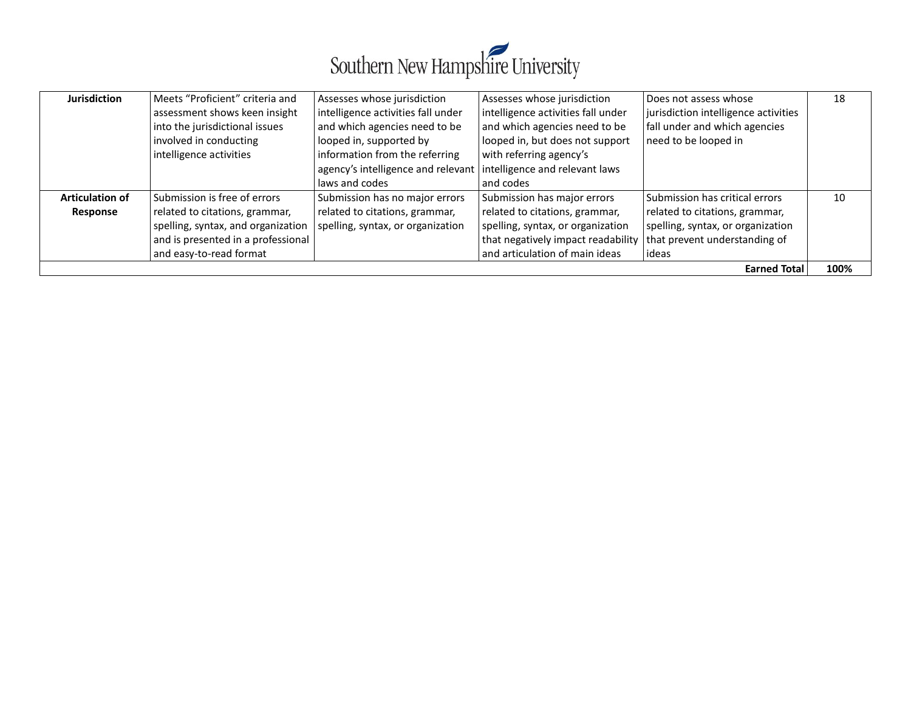| | | | | | |
|---|---|---|---|---|---|
| **Jurisdiction** | Meets "Proficient" criteria and assessment shows keen insight into the jurisdictional issues involved in conducting intelligence activities | Assesses whose jurisdiction intelligence activities fall under and which agencies need to be looped in, supported by information from the referring agency's intelligence and relevant laws and codes | Assesses whose jurisdiction intelligence activities fall under and which agencies need to be looped in, but does not support with referring agency's intelligence and relevant laws and codes | Does not assess whose jurisdiction intelligence activities fall under and which agencies need to be looped in | 18 |
| **Articulation of Response** | Submission is free of errors related to citations, grammar, spelling, syntax, and organization and is presented in a professional and easy-to-read format | Submission has no major errors related to citations, grammar, spelling, syntax, or organization | Submission has major errors related to citations, grammar, spelling, syntax, or organization that negatively impact readability and articulation of main ideas | Submission has critical errors related to citations, grammar, spelling, syntax, or organization that prevent understanding of ideas | 10 |
| | | | | **Earned Total** | **100%** |